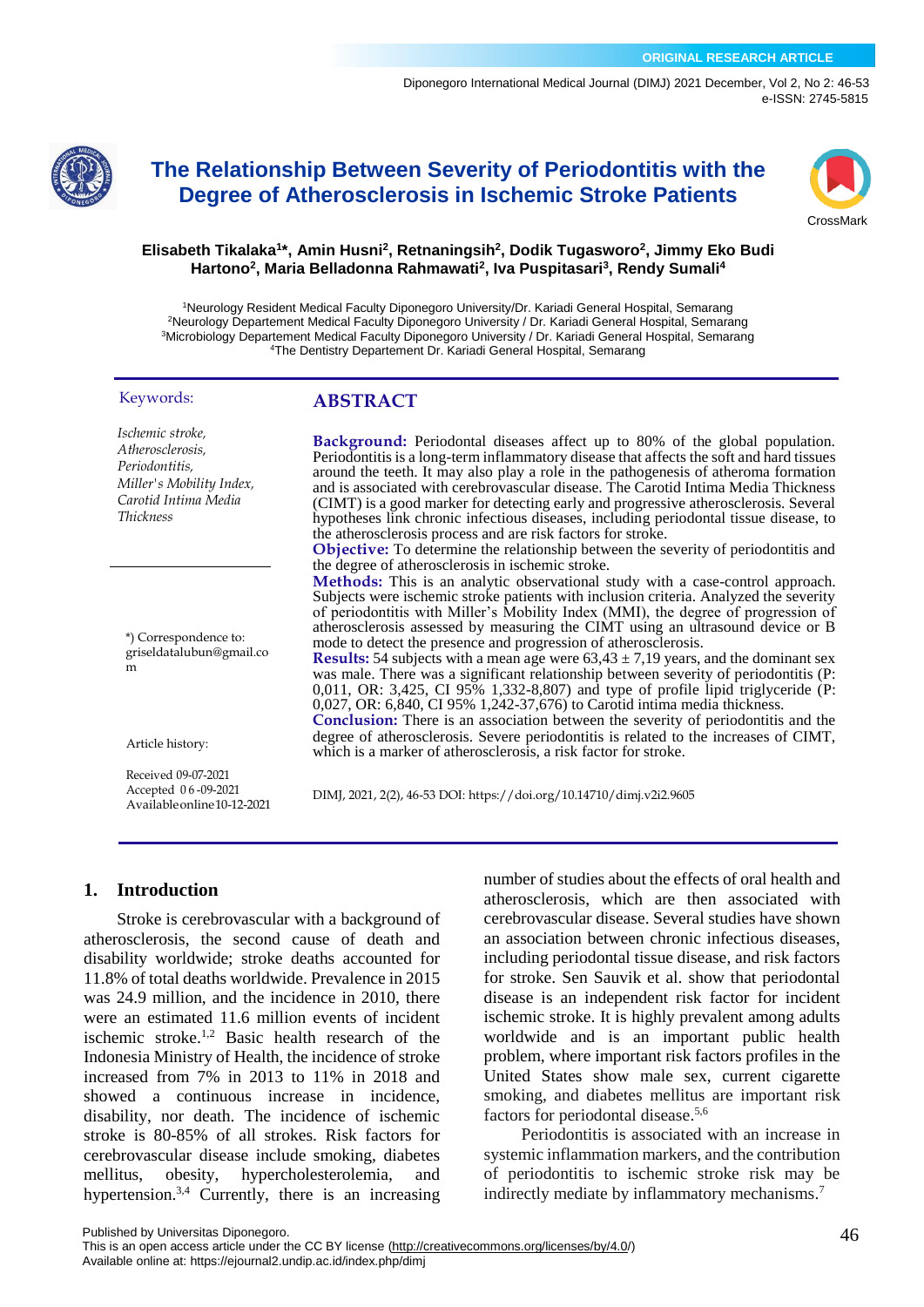ORIGINAL RESEARCH ARTICLE

# The Relationship Between Severity of Periodontitis with the Degree of Atherosclerosis in Ischemic Stroke Patients

**Elisabeth Tikalaka[1]\*, Amin Husni[2], Retnaningsih[2], Dodik Tugasworo[2], Jimmy Eko Budi Hartono[2], Maria Belladonna Rahmawati[2], Iva Puspitasari[3], Rendy Sumali[4]**

[1]Neurology Resident Medical Faculty Diponegoro University/Dr. Kariadi General Hospital, Semarang
[2]Neurology Departement Medical Faculty Diponegoro University / Dr. Kariadi General Hospital, Semarang
[3]Microbiology Departement Medical Faculty Diponegoro University / Dr. Kariadi General Hospital, Semarang
[4]The Dentistry Departement Dr. Kariadi General Hospital, Semarang

Keywords:

*Ischemic stroke, Atherosclerosis, Periodontitis, Miller's Mobility Index, Carotid Intima Media Thickness*

\*) Correspondence to: griseldatalubun@gmail.com

Article history:

Received 09-07-2021
Accepted 06-09-2021
Available online 10-12-2021

## ABSTRACT

**Background:** Periodontal diseases affect up to 80% of the global population. Periodontitis is a long-term inflammatory disease that affects the soft and hard tissues around the teeth. It may also play a role in the pathogenesis of atheroma formation and is associated with cerebrovascular disease. The Carotid Intima Media Thickness (CIMT) is a good marker for detecting early and progressive atherosclerosis. Several hypotheses link chronic infectious diseases, including periodontal tissue disease, to the atherosclerosis process and are risk factors for stroke.

**Objective:** To determine the relationship between the severity of periodontitis and the degree of atherosclerosis in ischemic stroke.

**Methods:** This is an analytic observational study with a case-control approach. Subjects were ischemic stroke patients with inclusion criteria. Analyzed the severity of periodontitis with Miller's Mobility Index (MMI), the degree of progression of atherosclerosis assessed by measuring the CIMT using an ultrasound device or B mode to detect the presence and progression of atherosclerosis.

**Results:** 54 subjects with a mean age were 63,43 ± 7,19 years, and the dominant sex was male. There was a significant relationship between severity of periodontitis (P: 0,011, OR: 3,425, CI 95% 1,332-8,807) and type of profile lipid triglyceride (P: 0,027, OR: 6,840, CI 95% 1,242-37,676) to Carotid intima media thickness.

**Conclusion:** There is an association between the severity of periodontitis and the degree of atherosclerosis. Severe periodontitis is related to the increases of CIMT, which is a marker of atherosclerosis, a risk factor for stroke.

DIMJ, 2021, 2(2), 46-53 DOI: https://doi.org/10.14710/dimj.v2i2.9605

## 1. Introduction

Stroke is cerebrovascular with a background of atherosclerosis, the second cause of death and disability worldwide; stroke deaths accounted for 11.8% of total deaths worldwide. Prevalence in 2015 was 24.9 million, and the incidence in 2010, there were an estimated 11.6 million events of incident ischemic stroke.[1,2] Basic health research of the Indonesia Ministry of Health, the incidence of stroke increased from 7% in 2013 to 11% in 2018 and showed a continuous increase in incidence, disability, nor death. The incidence of ischemic stroke is 80-85% of all strokes. Risk factors for cerebrovascular disease include smoking, diabetes mellitus, obesity, hypercholesterolemia, and hypertension.[3,4] Currently, there is an increasing number of studies about the effects of oral health and atherosclerosis, which are then associated with cerebrovascular disease. Several studies have shown an association between chronic infectious diseases, including periodontal tissue disease, and risk factors for stroke. Sen Sauvik et al. show that periodontal disease is an independent risk factor for incident ischemic stroke. It is highly prevalent among adults worldwide and is an important public health problem, where important risk factors profiles in the United States show male sex, current cigarette smoking, and diabetes mellitus are important risk factors for periodontal disease.[5,6]

Periodontitis is associated with an increase in systemic inflammation markers, and the contribution of periodontitis to ischemic stroke risk may be indirectly mediate by inflammatory mechanisms.[7]

Published by Universitas Diponegoro.
This is an open access article under the CC BY license (http://creativecommons.org/licenses/by/4.0/)
Available online at: https://ejournal2.undip.ac.id/index.php/dimj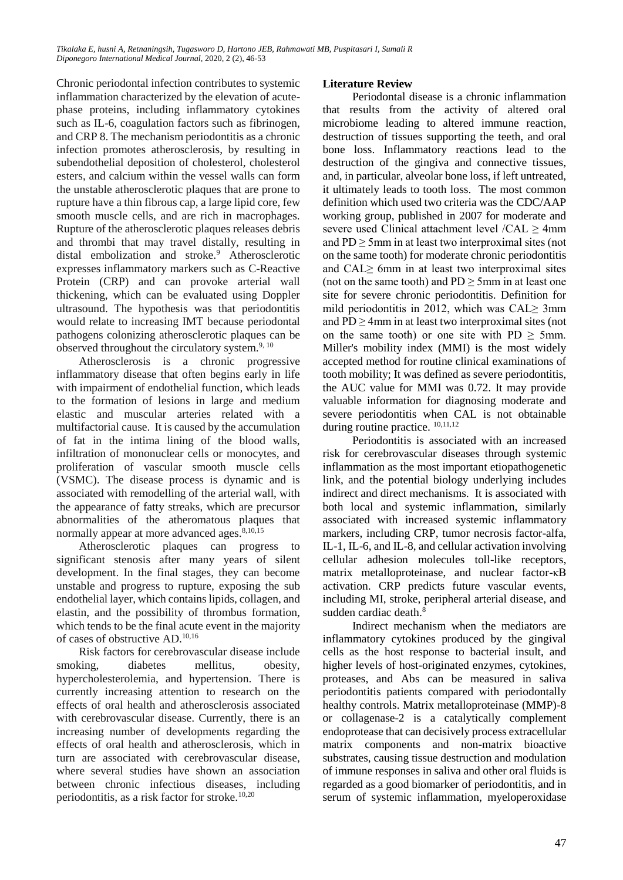Chronic periodontal infection contributes to systemic inflammation characterized by the elevation of acute-phase proteins, including inflammatory cytokines such as IL-6, coagulation factors such as fibrinogen, and CRP 8. The mechanism periodontitis as a chronic infection promotes atherosclerosis, by resulting in subendothelial deposition of cholesterol, cholesterol esters, and calcium within the vessel walls can form the unstable atherosclerotic plaques that are prone to rupture have a thin fibrous cap, a large lipid core, few smooth muscle cells, and are rich in macrophages. Rupture of the atherosclerotic plaques releases debris and thrombi that may travel distally, resulting in distal embolization and stroke.[9] Atherosclerotic expresses inflammatory markers such as C-Reactive Protein (CRP) and can provoke arterial wall thickening, which can be evaluated using Doppler ultrasound. The hypothesis was that periodontitis would relate to increasing IMT because periodontal pathogens colonizing atherosclerotic plaques can be observed throughout the circulatory system.[9, 10]

Atherosclerosis is a chronic progressive inflammatory disease that often begins early in life with impairment of endothelial function, which leads to the formation of lesions in large and medium elastic and muscular arteries related with a multifactorial cause. It is caused by the accumulation of fat in the intima lining of the blood walls, infiltration of mononuclear cells or monocytes, and proliferation of vascular smooth muscle cells (VSMC). The disease process is dynamic and is associated with remodelling of the arterial wall, with the appearance of fatty streaks, which are precursor abnormalities of the atheromatous plaques that normally appear at more advanced ages.[8,10,15]

Atherosclerotic plaques can progress to significant stenosis after many years of silent development. In the final stages, they can become unstable and progress to rupture, exposing the sub endothelial layer, which contains lipids, collagen, and elastin, and the possibility of thrombus formation, which tends to be the final acute event in the majority of cases of obstructive AD.[10,16]

Risk factors for cerebrovascular disease include smoking, diabetes mellitus, obesity, hypercholesterolemia, and hypertension. There is currently increasing attention to research on the effects of oral health and atherosclerosis associated with cerebrovascular disease. Currently, there is an increasing number of developments regarding the effects of oral health and atherosclerosis, which in turn are associated with cerebrovascular disease, where several studies have shown an association between chronic infectious diseases, including periodontitis, as a risk factor for stroke.[10,20]

**Literature Review**

Periodontal disease is a chronic inflammation that results from the activity of altered oral microbiome leading to altered immune reaction, destruction of tissues supporting the teeth, and oral bone loss. Inflammatory reactions lead to the destruction of the gingiva and connective tissues, and, in particular, alveolar bone loss, if left untreated, it ultimately leads to tooth loss. The most common definition which used two criteria was the CDC/AAP working group, published in 2007 for moderate and severe used Clinical attachment level /CAL ≥ 4mm and PD ≥ 5mm in at least two interproximal sites (not on the same tooth) for moderate chronic periodontitis and CAL≥ 6mm in at least two interproximal sites (not on the same tooth) and PD ≥ 5mm in at least one site for severe chronic periodontitis. Definition for mild periodontitis in 2012, which was CAL≥ 3mm and PD ≥ 4mm in at least two interproximal sites (not on the same tooth) or one site with PD ≥ 5mm. Miller's mobility index (MMI) is the most widely accepted method for routine clinical examinations of tooth mobility; It was defined as severe periodontitis, the AUC value for MMI was 0.72. It may provide valuable information for diagnosing moderate and severe periodontitis when CAL is not obtainable during routine practice. [10,11,12]

Periodontitis is associated with an increased risk for cerebrovascular diseases through systemic inflammation as the most important etiopathogenetic link, and the potential biology underlying includes indirect and direct mechanisms. It is associated with both local and systemic inflammation, similarly associated with increased systemic inflammatory markers, including CRP, tumor necrosis factor-alfa, IL-1, IL-6, and IL-8, and cellular activation involving cellular adhesion molecules toll-like receptors, matrix metalloproteinase, and nuclear factor-κB activation. CRP predicts future vascular events, including MI, stroke, peripheral arterial disease, and sudden cardiac death.[8]

Indirect mechanism when the mediators are inflammatory cytokines produced by the gingival cells as the host response to bacterial insult, and higher levels of host-originated enzymes, cytokines, proteases, and Abs can be measured in saliva periodontitis patients compared with periodontally healthy controls. Matrix metalloproteinase (MMP)-8 or collagenase-2 is a catalytically complement endoprotease that can decisively process extracellular matrix components and non-matrix bioactive substrates, causing tissue destruction and modulation of immune responses in saliva and other oral fluids is regarded as a good biomarker of periodontitis, and in serum of systemic inflammation, myeloperoxidase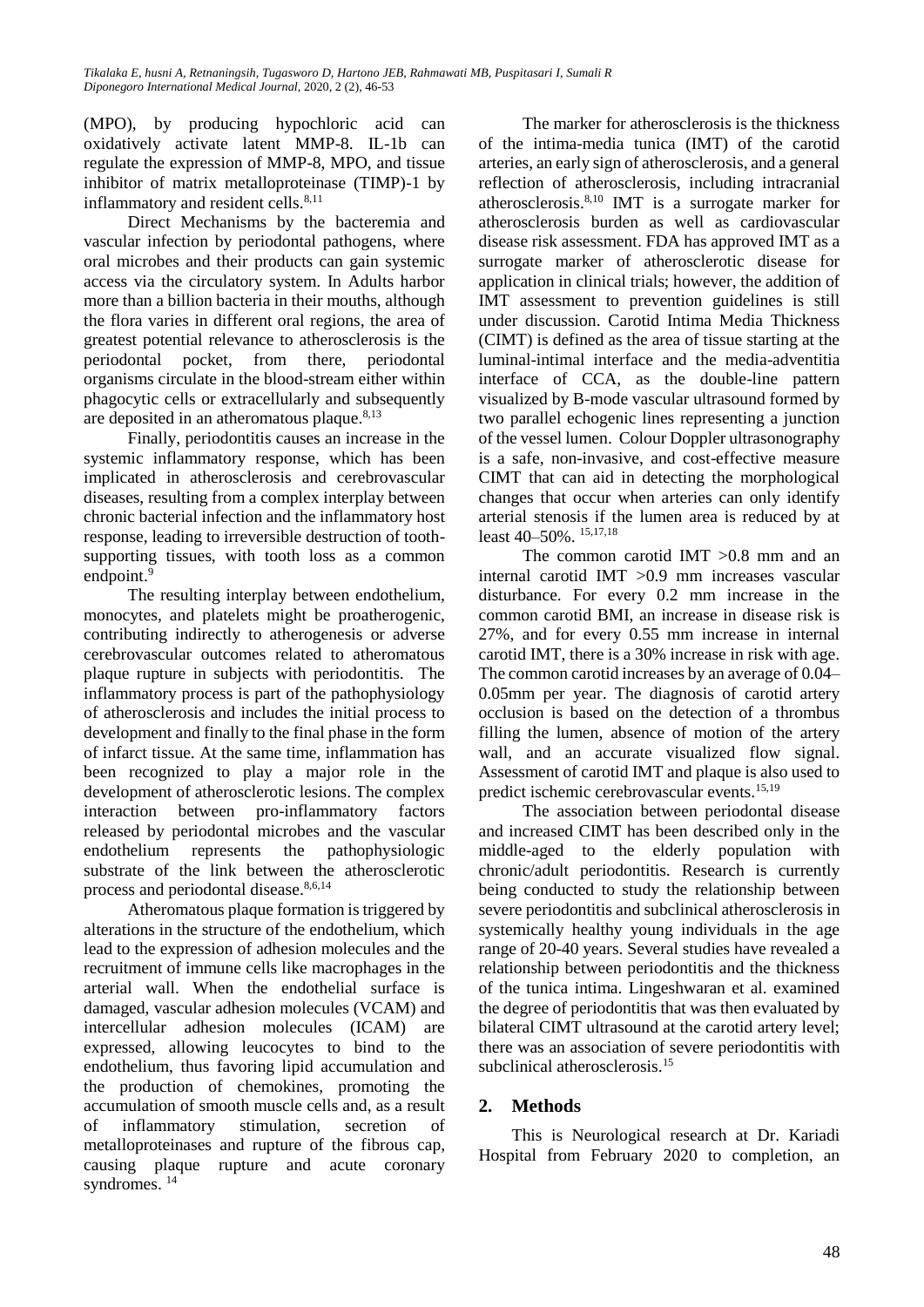(MPO), by producing hypochloric acid can oxidatively activate latent MMP-8. IL-1b can regulate the expression of MMP-8, MPO, and tissue inhibitor of matrix metalloproteinase (TIMP)-1 by inflammatory and resident cells.[8,11]

Direct Mechanisms by the bacteremia and vascular infection by periodontal pathogens, where oral microbes and their products can gain systemic access via the circulatory system. In Adults harbor more than a billion bacteria in their mouths, although the flora varies in different oral regions, the area of greatest potential relevance to atherosclerosis is the periodontal pocket, from there, periodontal organisms circulate in the blood-stream either within phagocytic cells or extracellularly and subsequently are deposited in an atheromatous plaque.[8,13]

Finally, periodontitis causes an increase in the systemic inflammatory response, which has been implicated in atherosclerosis and cerebrovascular diseases, resulting from a complex interplay between chronic bacterial infection and the inflammatory host response, leading to irreversible destruction of tooth-supporting tissues, with tooth loss as a common endpoint.[9]

The resulting interplay between endothelium, monocytes, and platelets might be proatherogenic, contributing indirectly to atherogenesis or adverse cerebrovascular outcomes related to atheromatous plaque rupture in subjects with periodontitis. The inflammatory process is part of the pathophysiology of atherosclerosis and includes the initial process to development and finally to the final phase in the form of infarct tissue. At the same time, inflammation has been recognized to play a major role in the development of atherosclerotic lesions. The complex interaction between pro-inflammatory factors released by periodontal microbes and the vascular endothelium represents the pathophysiologic substrate of the link between the atherosclerotic process and periodontal disease.[8,6,14]

Atheromatous plaque formation is triggered by alterations in the structure of the endothelium, which lead to the expression of adhesion molecules and the recruitment of immune cells like macrophages in the arterial wall. When the endothelial surface is damaged, vascular adhesion molecules (VCAM) and intercellular adhesion molecules (ICAM) are expressed, allowing leucocytes to bind to the endothelium, thus favoring lipid accumulation and the production of chemokines, promoting the accumulation of smooth muscle cells and, as a result of inflammatory stimulation, secretion of metalloproteinases and rupture of the fibrous cap, causing plaque rupture and acute coronary syndromes.[14]

The marker for atherosclerosis is the thickness of the intima-media tunica (IMT) of the carotid arteries, an early sign of atherosclerosis, and a general reflection of atherosclerosis, including intracranial atherosclerosis.[8,10] IMT is a surrogate marker for atherosclerosis burden as well as cardiovascular disease risk assessment. FDA has approved IMT as a surrogate marker of atherosclerotic disease for application in clinical trials; however, the addition of IMT assessment to prevention guidelines is still under discussion. Carotid Intima Media Thickness (CIMT) is defined as the area of tissue starting at the luminal-intimal interface and the media-adventitia interface of CCA, as the double-line pattern visualized by B-mode vascular ultrasound formed by two parallel echogenic lines representing a junction of the vessel lumen. Colour Doppler ultrasonography is a safe, non-invasive, and cost-effective measure CIMT that can aid in detecting the morphological changes that occur when arteries can only identify arterial stenosis if the lumen area is reduced by at least 40–50%.[15,17,18]

The common carotid IMT >0.8 mm and an internal carotid IMT >0.9 mm increases vascular disturbance. For every 0.2 mm increase in the common carotid BMI, an increase in disease risk is 27%, and for every 0.55 mm increase in internal carotid IMT, there is a 30% increase in risk with age. The common carotid increases by an average of 0.04–0.05mm per year. The diagnosis of carotid artery occlusion is based on the detection of a thrombus filling the lumen, absence of motion of the artery wall, and an accurate visualized flow signal. Assessment of carotid IMT and plaque is also used to predict ischemic cerebrovascular events.[15,19]

The association between periodontal disease and increased CIMT has been described only in the middle-aged to the elderly population with chronic/adult periodontitis. Research is currently being conducted to study the relationship between severe periodontitis and subclinical atherosclerosis in systemically healthy young individuals in the age range of 20-40 years. Several studies have revealed a relationship between periodontitis and the thickness of the tunica intima. Lingeshwaran et al. examined the degree of periodontitis that was then evaluated by bilateral CIMT ultrasound at the carotid artery level; there was an association of severe periodontitis with subclinical atherosclerosis.[15]

## 2. Methods

This is Neurological research at Dr. Kariadi Hospital from February 2020 to completion, an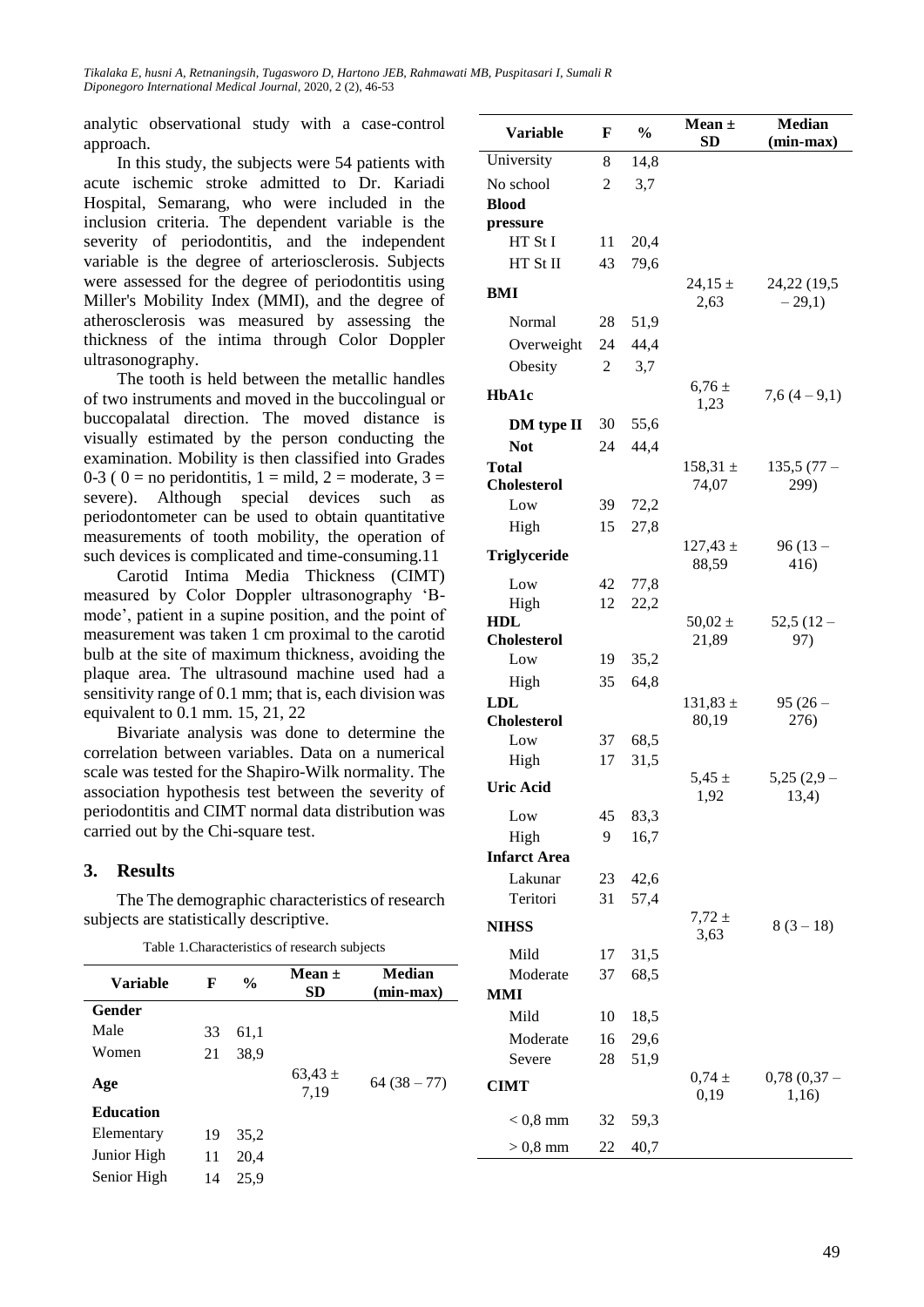analytic observational study with a case-control approach.

In this study, the subjects were 54 patients with acute ischemic stroke admitted to Dr. Kariadi Hospital, Semarang, who were included in the inclusion criteria. The dependent variable is the severity of periodontitis, and the independent variable is the degree of arteriosclerosis. Subjects were assessed for the degree of periodontitis using Miller's Mobility Index (MMI), and the degree of atherosclerosis was measured by assessing the thickness of the intima through Color Doppler ultrasonography.

The tooth is held between the metallic handles of two instruments and moved in the buccolingual or buccopalatal direction. The moved distance is visually estimated by the person conducting the examination. Mobility is then classified into Grades 0-3 ( 0 = no peridontitis, 1 = mild, 2 = moderate, 3 = severe). Although special devices such as periodontometer can be used to obtain quantitative measurements of tooth mobility, the operation of such devices is complicated and time-consuming.11

Carotid Intima Media Thickness (CIMT) measured by Color Doppler ultrasonography 'B-mode', patient in a supine position, and the point of measurement was taken 1 cm proximal to the carotid bulb at the site of maximum thickness, avoiding the plaque area. The ultrasound machine used had a sensitivity range of 0.1 mm; that is, each division was equivalent to 0.1 mm. 15, 21, 22

Bivariate analysis was done to determine the correlation between variables. Data on a numerical scale was tested for the Shapiro-Wilk normality. The association hypothesis test between the severity of periodontitis and CIMT normal data distribution was carried out by the Chi-square test.

## 3. Results

The The demographic characteristics of research subjects are statistically descriptive.

Table 1.Characteristics of research subjects

| Variable | F | % | Mean ± SD | Median (min-max) |
|---|---|---|---|---|
| **Gender** | | | | |
| Male | 33 | 61,1 | | |
| Women | 21 | 38,9 | | |
| **Age** | | | 63,43 ± 7,19 | 64 (38 – 77) |
| **Education** | | | | |
| Elementary | 19 | 35,2 | | |
| Junior High | 11 | 20,4 | | |
| Senior High | 14 | 25,9 | | |
| University | 8 | 14,8 | | |
| No school | 2 | 3,7 | | |
| **Blood pressure** | | | | |
| HT St I | 11 | 20,4 | | |
| HT St II | 43 | 79,6 | | |
| **BMI** | | | 24,15 ± 2,63 | 24,22 (19,5 – 29,1) |
| Normal | 28 | 51,9 | | |
| Overweight | 24 | 44,4 | | |
| Obesity | 2 | 3,7 | | |
| **HbA1c** | | | 6,76 ± 1,23 | 7,6 (4 – 9,1) |
| **DM type II** | 30 | 55,6 | | |
| **Not** | 24 | 44,4 | | |
| **Total Cholesterol** | | | 158,31 ± 74,07 | 135,5 (77 – 299) |
| Low | 39 | 72,2 | | |
| High | 15 | 27,8 | | |
| **Triglyceride** | | | 127,43 ± 88,59 | 96 (13 – 416) |
| Low | 42 | 77,8 | | |
| High | 12 | 22,2 | | |
| **HDL Cholesterol** | | | 50,02 ± 21,89 | 52,5 (12 – 97) |
| Low | 19 | 35,2 | | |
| High | 35 | 64,8 | | |
| **LDL Cholesterol** | | | 131,83 ± 80,19 | 95 (26 – 276) |
| Low | 37 | 68,5 | | |
| High | 17 | 31,5 | | |
| **Uric Acid** | | | 5,45 ± 1,92 | 5,25 (2,9 – 13,4) |
| Low | 45 | 83,3 | | |
| High | 9 | 16,7 | | |
| **Infarct Area** | | | | |
| Lakunar | 23 | 42,6 | | |
| Teritori | 31 | 57,4 | | |
| **NIHSS** | | | 7,72 ± 3,63 | 8 (3 – 18) |
| Mild | 17 | 31,5 | | |
| Moderate | 37 | 68,5 | | |
| **MMI** | | | | |
| Mild | 10 | 18,5 | | |
| Moderate | 16 | 29,6 | | |
| Severe | 28 | 51,9 | | |
| **CIMT** | | | 0,74 ± 0,19 | 0,78 (0,37 – 1,16) |
| < 0,8 mm | 32 | 59,3 | | |
| > 0,8 mm | 22 | 40,7 | | |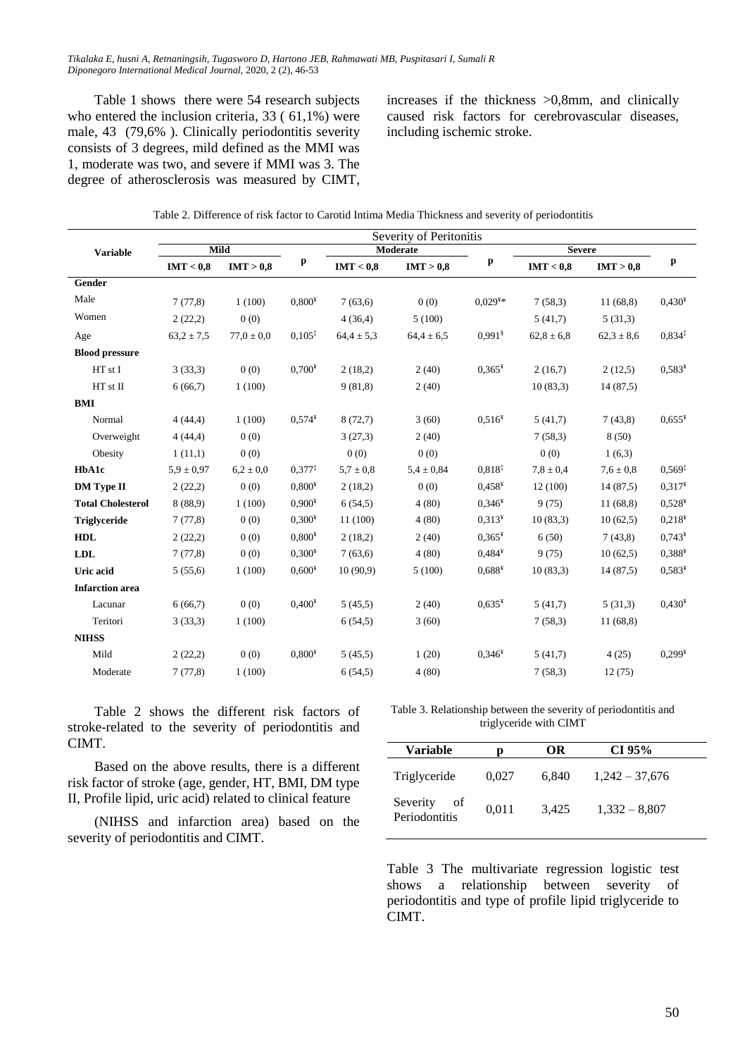Table 1 shows there were 54 research subjects who entered the inclusion criteria, 33 ( 61,1%) were male, 43 (79,6% ). Clinically periodontitis severity consists of 3 degrees, mild defined as the MMI was 1, moderate was two, and severe if MMI was 3. The degree of atherosclerosis was measured by CIMT, increases if the thickness >0,8mm, and clinically caused risk factors for cerebrovascular diseases, including ischemic stroke.

Table 2. Difference of risk factor to Carotid Intima Media Thickness and severity of periodontitis

| Variable | Severity of Peritonitis | | | | | | | | |
|---|---|---|---|---|---|---|---|---|---|
| | Mild | | p | Moderate | | p | Severe | | p |
| | IMT < 0,8 | IMT > 0,8 | | IMT < 0,8 | IMT > 0,8 | | IMT < 0,8 | IMT > 0,8 | |
| **Gender** | | | | | | | | | |
| Male | 7 (77,8) | 1 (100) | 0,800[¥] | 7 (63,6) | 0 (0) | 0,029[¥]* | 7 (58,3) | 11 (68,8) | 0,430[¥] |
| Women | 2 (22,2) | 0 (0) | | 4 (36,4) | 5 (100) | | 5 (41,7) | 5 (31,3) | |
| Age | 63,2 ± 7,5 | 77,0 ± 0,0 | 0,105[‡] | 64,4 ± 5,3 | 64,4 ± 6,5 | 0,991[§] | 62,8 ± 6,8 | 62,3 ± 8,6 | 0,834[‡] |
| **Blood pressure** | | | | | | | | | |
| HT st I | 3 (33,3) | 0 (0) | 0,700[¥] | 2 (18,2) | 2 (40) | 0,365[¥] | 2 (16,7) | 2 (12,5) | 0,583[¥] |
| HT st II | 6 (66,7) | 1 (100) | | 9 (81,8) | 2 (40) | | 10 (83,3) | 14 (87,5) | |
| **BMI** | | | | | | | | | |
| Normal | 4 (44,4) | 1 (100) | 0,574[¥] | 8 (72,7) | 3 (60) | 0,516[¥] | 5 (41,7) | 7 (43,8) | 0,655[¥] |
| Overweight | 4 (44,4) | 0 (0) | | 3 (27,3) | 2 (40) | | 7 (58,3) | 8 (50) | |
| Obesity | 1 (11,1) | 0 (0) | | 0 (0) | 0 (0) | | 0 (0) | 1 (6,3) | |
| **HbA1c** | 5,9 ± 0,97 | 6,2 ± 0,0 | 0,377[‡] | 5,7 ± 0,8 | 5,4 ± 0,84 | 0,818[‡] | 7,8 ± 0,4 | 7,6 ± 0,8 | 0,569[‡] |
| **DM Type II** | 2 (22,2) | 0 (0) | 0,800[¥] | 2 (18,2) | 0 (0) | 0,458[¥] | 12 (100) | 14 (87,5) | 0,317[¥] |
| **Total Cholesterol** | 8 (88,9) | 1 (100) | 0,900[¥] | 6 (54,5) | 4 (80) | 0,346[¥] | 9 (75) | 11 (68,8) | 0,528[¥] |
| **Triglyceride** | 7 (77,8) | 0 (0) | 0,300[¥] | 11 (100) | 4 (80) | 0,313[¥] | 10 (83,3) | 10 (62,5) | 0,218[¥] |
| **HDL** | 2 (22,2) | 0 (0) | 0,800[¥] | 2 (18,2) | 2 (40) | 0,365[¥] | 6 (50) | 7 (43,8) | 0,743[¥] |
| **LDL** | 7 (77,8) | 0 (0) | 0,300[¥] | 7 (63,6) | 4 (80) | 0,484[¥] | 9 (75) | 10 (62,5) | 0,388[¥] |
| **Uric acid** | 5 (55,6) | 1 (100) | 0,600[¥] | 10 (90,9) | 5 (100) | 0,688[¥] | 10 (83,3) | 14 (87,5) | 0,583[¥] |
| **Infarction area** | | | | | | | | | |
| Lacunar | 6 (66,7) | 0 (0) | 0,400[¥] | 5 (45,5) | 2 (40) | 0,635[¥] | 5 (41,7) | 5 (31,3) | 0,430[¥] |
| Teritori | 3 (33,3) | 1 (100) | | 6 (54,5) | 3 (60) | | 7 (58,3) | 11 (68,8) | |
| **NIHSS** | | | | | | | | | |
| Mild | 2 (22,2) | 0 (0) | 0,800[¥] | 5 (45,5) | 1 (20) | 0,346[¥] | 5 (41,7) | 4 (25) | 0,299[¥] |
| Moderate | 7 (77,8) | 1 (100) | | 6 (54,5) | 4 (80) | | 7 (58,3) | 12 (75) | |

Table 2 shows the different risk factors of stroke-related to the severity of periodontitis and CIMT.

Based on the above results, there is a different risk factor of stroke (age, gender, HT, BMI, DM type II, Profile lipid, uric acid) related to clinical feature

(NIHSS and infarction area) based on the severity of periodontitis and CIMT.

Table 3. Relationship between the severity of periodontitis and triglyceride with CIMT

| Variable | p | OR | CI 95% |
|---|---|---|---|
| Triglyceride | 0,027 | 6,840 | 1,242 – 37,676 |
| Severity of Periodontitis | 0,011 | 3,425 | 1,332 – 8,807 |

Table 3 The multivariate regression logistic test shows a relationship between severity of periodontitis and type of profile lipid triglyceride to CIMT.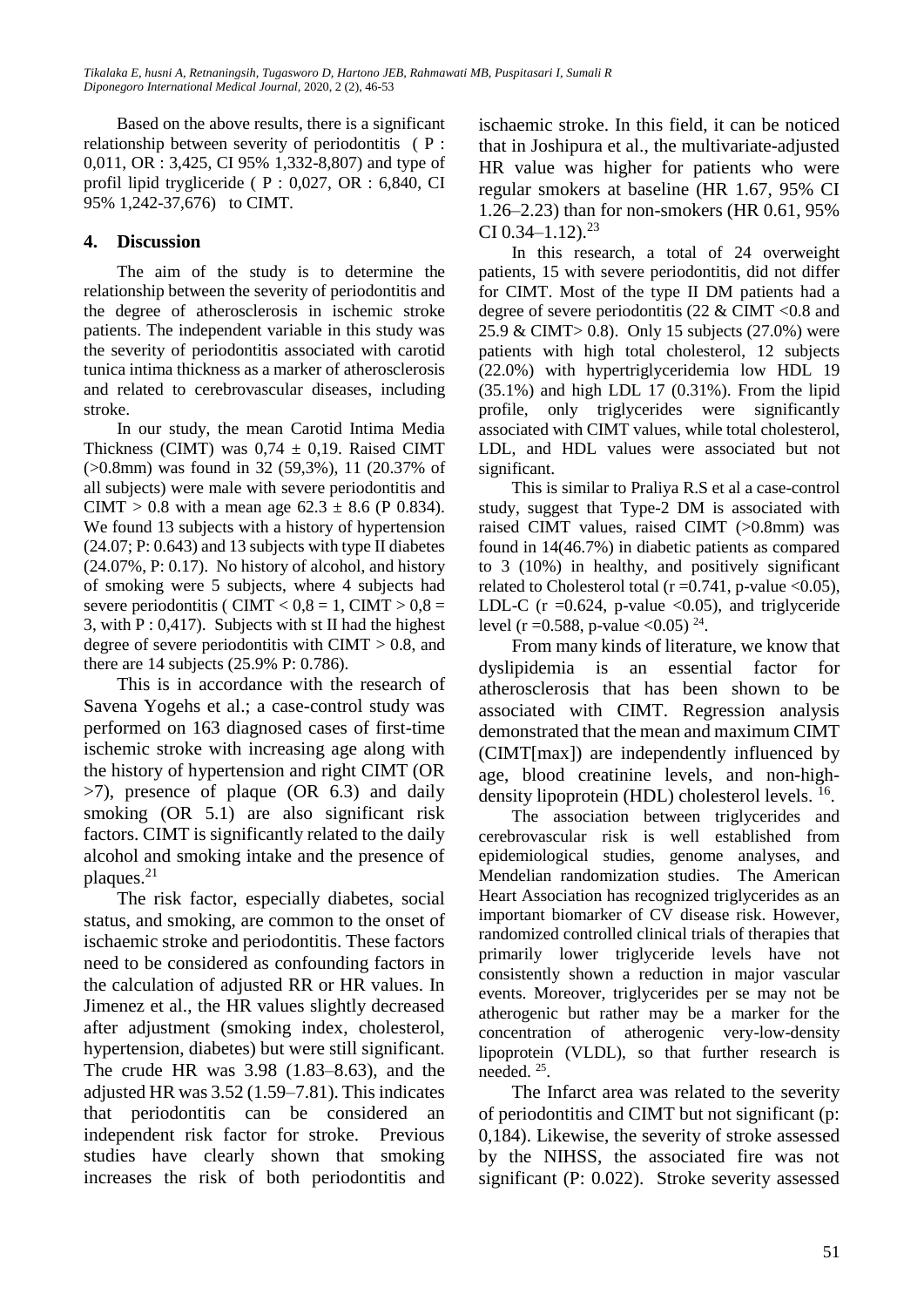Based on the above results, there is a significant relationship between severity of periodontitis ( P : 0,011, OR : 3,425, CI 95% 1,332-8,807) and type of profil lipid trygliceride ( P : 0,027, OR : 6,840, CI 95% 1,242-37,676) to CIMT.

## 4. Discussion

The aim of the study is to determine the relationship between the severity of periodontitis and the degree of atherosclerosis in ischemic stroke patients. The independent variable in this study was the severity of periodontitis associated with carotid tunica intima thickness as a marker of atherosclerosis and related to cerebrovascular diseases, including stroke.

In our study, the mean Carotid Intima Media Thickness (CIMT) was 0,74 ± 0,19. Raised CIMT (>0.8mm) was found in 32 (59,3%), 11 (20.37% of all subjects) were male with severe periodontitis and CIMT > 0.8 with a mean age 62.3 ± 8.6 (P 0.834). We found 13 subjects with a history of hypertension (24.07; P: 0.643) and 13 subjects with type II diabetes (24.07%, P: 0.17). No history of alcohol, and history of smoking were 5 subjects, where 4 subjects had severe periodontitis ( CIMT < 0,8 = 1, CIMT > 0,8 = 3, with P : 0,417). Subjects with st II had the highest degree of severe periodontitis with CIMT > 0.8, and there are 14 subjects (25.9% P: 0.786).

This is in accordance with the research of Savena Yogehs et al.; a case-control study was performed on 163 diagnosed cases of first-time ischemic stroke with increasing age along with the history of hypertension and right CIMT (OR >7), presence of plaque (OR 6.3) and daily smoking (OR 5.1) are also significant risk factors. CIMT is significantly related to the daily alcohol and smoking intake and the presence of plaques.[21]

The risk factor, especially diabetes, social status, and smoking, are common to the onset of ischaemic stroke and periodontitis. These factors need to be considered as confounding factors in the calculation of adjusted RR or HR values. In Jimenez et al., the HR values slightly decreased after adjustment (smoking index, cholesterol, hypertension, diabetes) but were still significant. The crude HR was 3.98 (1.83–8.63), and the adjusted HR was 3.52 (1.59–7.81). This indicates that periodontitis can be considered an independent risk factor for stroke. Previous studies have clearly shown that smoking increases the risk of both periodontitis and ischaemic stroke. In this field, it can be noticed that in Joshipura et al., the multivariate-adjusted HR value was higher for patients who were regular smokers at baseline (HR 1.67, 95% CI 1.26–2.23) than for non-smokers (HR 0.61, 95% CI 0.34–1.12).[23]

In this research, a total of 24 overweight patients, 15 with severe periodontitis, did not differ for CIMT. Most of the type II DM patients had a degree of severe periodontitis (22 & CIMT <0.8 and 25.9 & CIMT> 0.8). Only 15 subjects (27.0%) were patients with high total cholesterol, 12 subjects (22.0%) with hypertriglyceridemia low HDL 19 (35.1%) and high LDL 17 (0.31%). From the lipid profile, only triglycerides were significantly associated with CIMT values, while total cholesterol, LDL, and HDL values were associated but not significant.

This is similar to Praliya R.S et al a case-control study, suggest that Type-2 DM is associated with raised CIMT values, raised CIMT (>0.8mm) was found in 14(46.7%) in diabetic patients as compared to 3 (10%) in healthy, and positively significant related to Cholesterol total (r =0.741, p-value <0.05), LDL-C (r =0.624, p-value <0.05), and triglyceride level (r =0.588, p-value <0.05) [24].

From many kinds of literature, we know that dyslipidemia is an essential factor for atherosclerosis that has been shown to be associated with CIMT. Regression analysis demonstrated that the mean and maximum CIMT (CIMT[max]) are independently influenced by age, blood creatinine levels, and non-high-density lipoprotein (HDL) cholesterol levels. [16].

The association between triglycerides and cerebrovascular risk is well established from epidemiological studies, genome analyses, and Mendelian randomization studies. The American Heart Association has recognized triglycerides as an important biomarker of CV disease risk. However, randomized controlled clinical trials of therapies that primarily lower triglyceride levels have not consistently shown a reduction in major vascular events. Moreover, triglycerides per se may not be atherogenic but rather may be a marker for the concentration of atherogenic very-low-density lipoprotein (VLDL), so that further research is needed. [25].

The Infarct area was related to the severity of periodontitis and CIMT but not significant (p: 0,184). Likewise, the severity of stroke assessed by the NIHSS, the associated fire was not significant (P: 0.022). Stroke severity assessed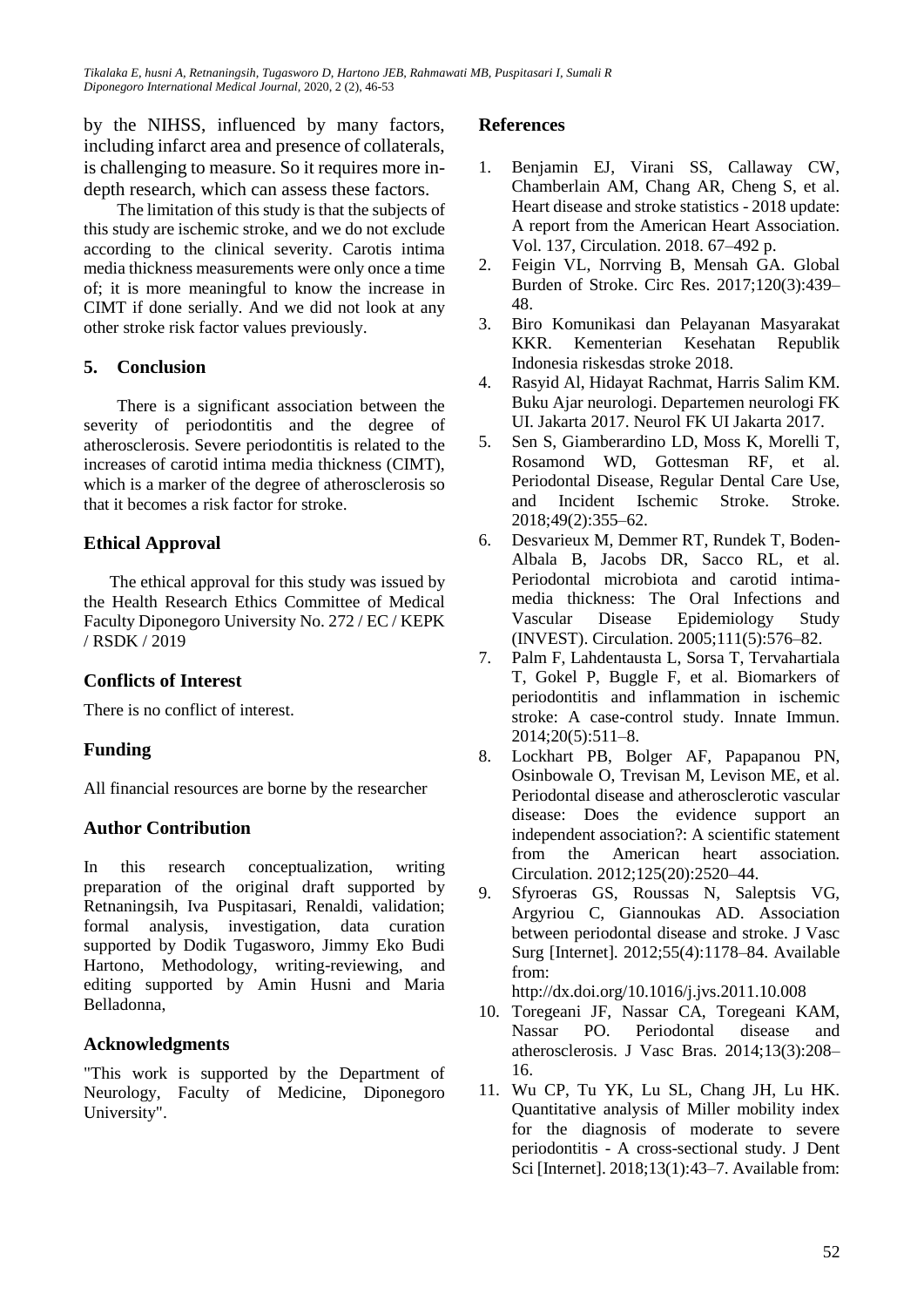by the NIHSS, influenced by many factors, including infarct area and presence of collaterals, is challenging to measure. So it requires more in-depth research, which can assess these factors.

The limitation of this study is that the subjects of this study are ischemic stroke, and we do not exclude according to the clinical severity. Carotis intima media thickness measurements were only once a time of; it is more meaningful to know the increase in CIMT if done serially. And we did not look at any other stroke risk factor values previously.

## 5. Conclusion

There is a significant association between the severity of periodontitis and the degree of atherosclerosis. Severe periodontitis is related to the increases of carotid intima media thickness (CIMT), which is a marker of the degree of atherosclerosis so that it becomes a risk factor for stroke.

## Ethical Approval

The ethical approval for this study was issued by the Health Research Ethics Committee of Medical Faculty Diponegoro University No. 272 / EC / KEPK / RSDK / 2019

## Conflicts of Interest

There is no conflict of interest.

## Funding

All financial resources are borne by the researcher

## Author Contribution

In this research conceptualization, writing preparation of the original draft supported by Retnaningsih, Iva Puspitasari, Renaldi, validation; formal analysis, investigation, data curation supported by Dodik Tugasworo, Jimmy Eko Budi Hartono, Methodology, writing-reviewing, and editing supported by Amin Husni and Maria Belladonna,

## Acknowledgments

"This work is supported by the Department of Neurology, Faculty of Medicine, Diponegoro University".

## References

1. Benjamin EJ, Virani SS, Callaway CW, Chamberlain AM, Chang AR, Cheng S, et al. Heart disease and stroke statistics - 2018 update: A report from the American Heart Association. Vol. 137, Circulation. 2018. 67–492 p.
2. Feigin VL, Norrving B, Mensah GA. Global Burden of Stroke. Circ Res. 2017;120(3):439–48.
3. Biro Komunikasi dan Pelayanan Masyarakat KKR. Kementerian Kesehatan Republik Indonesia riskesdas stroke 2018.
4. Rasyid Al, Hidayat Rachmat, Harris Salim KM. Buku Ajar neurologi. Departemen neurologi FK UI. Jakarta 2017. Neurol FK UI Jakarta 2017.
5. Sen S, Giamberardino LD, Moss K, Morelli T, Rosamond WD, Gottesman RF, et al. Periodontal Disease, Regular Dental Care Use, and Incident Ischemic Stroke. Stroke. 2018;49(2):355–62.
6. Desvarieux M, Demmer RT, Rundek T, Boden-Albala B, Jacobs DR, Sacco RL, et al. Periodontal microbiota and carotid intima-media thickness: The Oral Infections and Vascular Disease Epidemiology Study (INVEST). Circulation. 2005;111(5):576–82.
7. Palm F, Lahdentausta L, Sorsa T, Tervahartiala T, Gokel P, Buggle F, et al. Biomarkers of periodontitis and inflammation in ischemic stroke: A case-control study. Innate Immun. 2014;20(5):511–8.
8. Lockhart PB, Bolger AF, Papapanou PN, Osinbowale O, Trevisan M, Levison ME, et al. Periodontal disease and atherosclerotic vascular disease: Does the evidence support an independent association?: A scientific statement from the American heart association. Circulation. 2012;125(20):2520–44.
9. Sfyroeras GS, Roussas N, Saleptsis VG, Argyriou C, Giannoukas AD. Association between periodontal disease and stroke. J Vasc Surg [Internet]. 2012;55(4):1178–84. Available from: http://dx.doi.org/10.1016/j.jvs.2011.10.008
10. Toregeani JF, Nassar CA, Toregeani KAM, Nassar PO. Periodontal disease and atherosclerosis. J Vasc Bras. 2014;13(3):208–16.
11. Wu CP, Tu YK, Lu SL, Chang JH, Lu HK. Quantitative analysis of Miller mobility index for the diagnosis of moderate to severe periodontitis - A cross-sectional study. J Dent Sci [Internet]. 2018;13(1):43–7. Available from: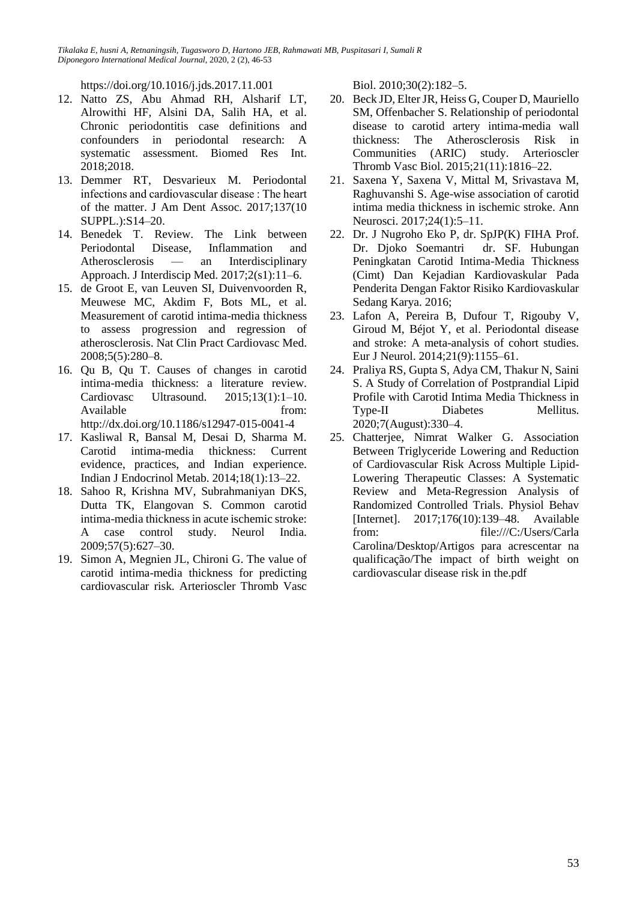https://doi.org/10.1016/j.jds.2017.11.001

12. Natto ZS, Abu Ahmad RH, Alsharif LT, Alrowithi HF, Alsini DA, Salih HA, et al. Chronic periodontitis case definitions and confounders in periodontal research: A systematic assessment. Biomed Res Int. 2018;2018.
13. Demmer RT, Desvarieux M. Periodontal infections and cardiovascular disease : The heart of the matter. J Am Dent Assoc. 2017;137(10 SUPPL.):S14–20.
14. Benedek T. Review. The Link between Periodontal Disease, Inflammation and Atherosclerosis — an Interdisciplinary Approach. J Interdiscip Med. 2017;2(s1):11–6.
15. de Groot E, van Leuven SI, Duivenvoorden R, Meuwese MC, Akdim F, Bots ML, et al. Measurement of carotid intima-media thickness to assess progression and regression of atherosclerosis. Nat Clin Pract Cardiovasc Med. 2008;5(5):280–8.
16. Qu B, Qu T. Causes of changes in carotid intima-media thickness: a literature review. Cardiovasc Ultrasound. 2015;13(1):1–10. Available from: http://dx.doi.org/10.1186/s12947-015-0041-4
17. Kasliwal R, Bansal M, Desai D, Sharma M. Carotid intima-media thickness: Current evidence, practices, and Indian experience. Indian J Endocrinol Metab. 2014;18(1):13–22.
18. Sahoo R, Krishna MV, Subrahmaniyan DKS, Dutta TK, Elangovan S. Common carotid intima-media thickness in acute ischemic stroke: A case control study. Neurol India. 2009;57(5):627–30.
19. Simon A, Megnien JL, Chironi G. The value of carotid intima-media thickness for predicting cardiovascular risk. Arterioscler Thromb Vasc Biol. 2010;30(2):182–5.
20. Beck JD, Elter JR, Heiss G, Couper D, Mauriello SM, Offenbacher S. Relationship of periodontal disease to carotid artery intima-media wall thickness: The Atherosclerosis Risk in Communities (ARIC) study. Arterioscler Thromb Vasc Biol. 2015;21(11):1816–22.
21. Saxena Y, Saxena V, Mittal M, Srivastava M, Raghuvanshi S. Age-wise association of carotid intima media thickness in ischemic stroke. Ann Neurosci. 2017;24(1):5–11.
22. Dr. J Nugroho Eko P, dr. SpJP(K) FIHA Prof. Dr. Djoko Soemantri dr. SF. Hubungan Peningkatan Carotid Intima-Media Thickness (Cimt) Dan Kejadian Kardiovaskular Pada Penderita Dengan Faktor Risiko Kardiovaskular Sedang Karya. 2016;
23. Lafon A, Pereira B, Dufour T, Rigouby V, Giroud M, Béjot Y, et al. Periodontal disease and stroke: A meta-analysis of cohort studies. Eur J Neurol. 2014;21(9):1155–61.
24. Praliya RS, Gupta S, Adya CM, Thakur N, Saini S. A Study of Correlation of Postprandial Lipid Profile with Carotid Intima Media Thickness in Type-II Diabetes Mellitus. 2020;7(August):330–4.
25. Chatterjee, Nimrat Walker G. Association Between Triglyceride Lowering and Reduction of Cardiovascular Risk Across Multiple Lipid-Lowering Therapeutic Classes: A Systematic Review and Meta-Regression Analysis of Randomized Controlled Trials. Physiol Behav [Internet]. 2017;176(10):139–48. Available from: file:///C:/Users/Carla Carolina/Desktop/Artigos para acrescentar na qualificação/The impact of birth weight on cardiovascular disease risk in the.pdf